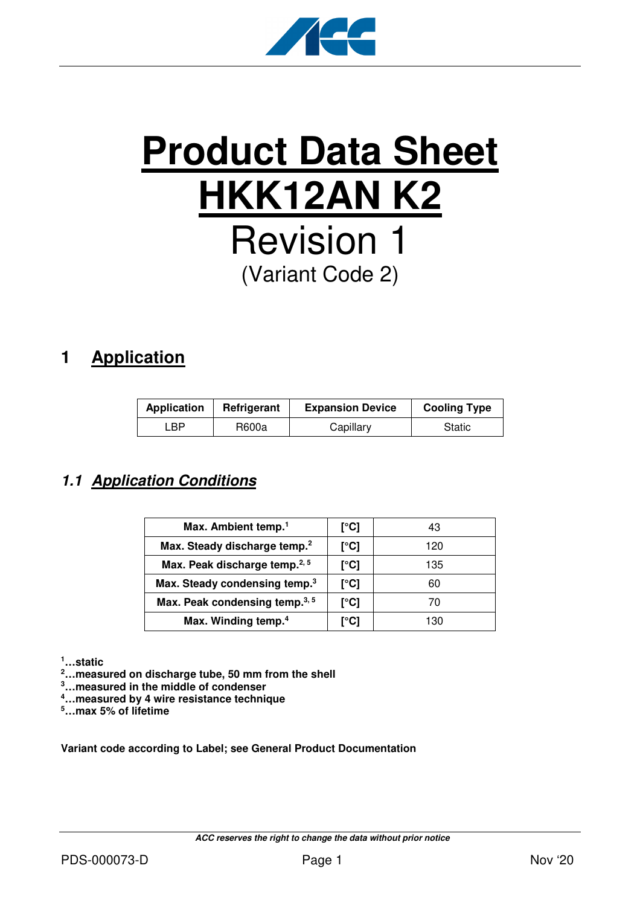# Product Data Sheet HKK12AN K2

Revision 1

(Variant Code 2)

## 1 Application

| Application | Refrigerant | Expansion Device | Cooling Type |
|---|---|---|---|
| LBP | R600a | Capillary | Static |

### 1.1 Application Conditions

| | | |
|---|---|---|
| **Max. Ambient temp.**[1] | **[°C]** | 43 |
| **Max. Steady discharge temp.**[2] | **[°C]** | 120 |
| **Max. Peak discharge temp.**[2, 5] | **[°C]** | 135 |
| **Max. Steady condensing temp.**[3] | **[°C]** | 60 |
| **Max. Peak condensing temp.**[3, 5] | **[°C]** | 70 |
| **Max. Winding temp.**[4] | **[°C]** | 130 |

**[1]…static**
**[2]…measured on discharge tube, 50 mm from the shell**
**[3]…measured in the middle of condenser**
**[4]…measured by 4 wire resistance technique**
**[5]…max 5% of lifetime**

**Variant code according to Label; see General Product Documentation**

*ACC reserves the right to change the data without prior notice*

PDS-000073-D | Nov '20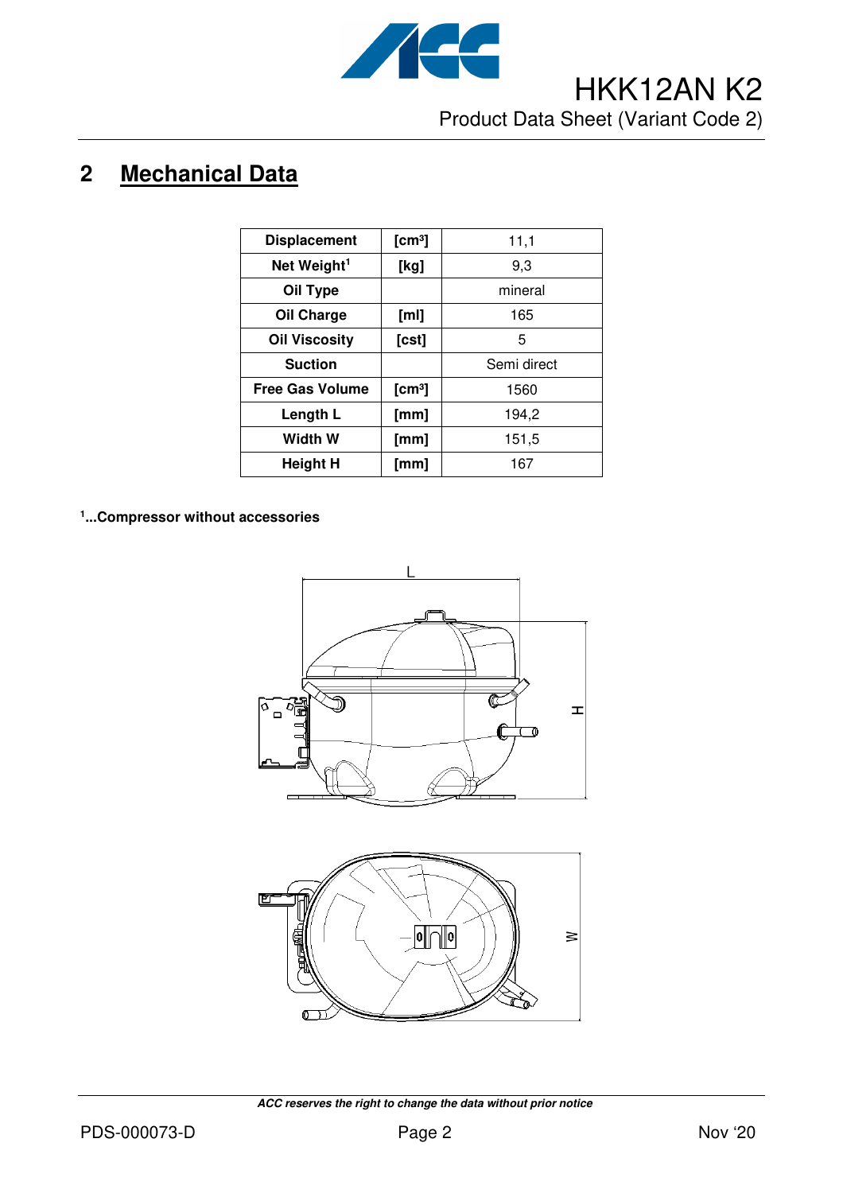## 2 Mechanical Data

| | | |
|---|---|---|
| **Displacement** | **[cm³]** | 11,1 |
| **Net Weight**[1] | **[kg]** | 9,3 |
| **Oil Type** | | mineral |
| **Oil Charge** | **[ml]** | 165 |
| **Oil Viscosity** | **[cst]** | 5 |
| **Suction** | | Semi direct |
| **Free Gas Volume** | **[cm³]** | 1560 |
| **Length L** | **[mm]** | 194,2 |
| **Width W** | **[mm]** | 151,5 |
| **Height H** | **[mm]** | 167 |

**[1]...Compressor without accessories**

*ACC reserves the right to change the data without prior notice*

PDS-000073-D Nov '20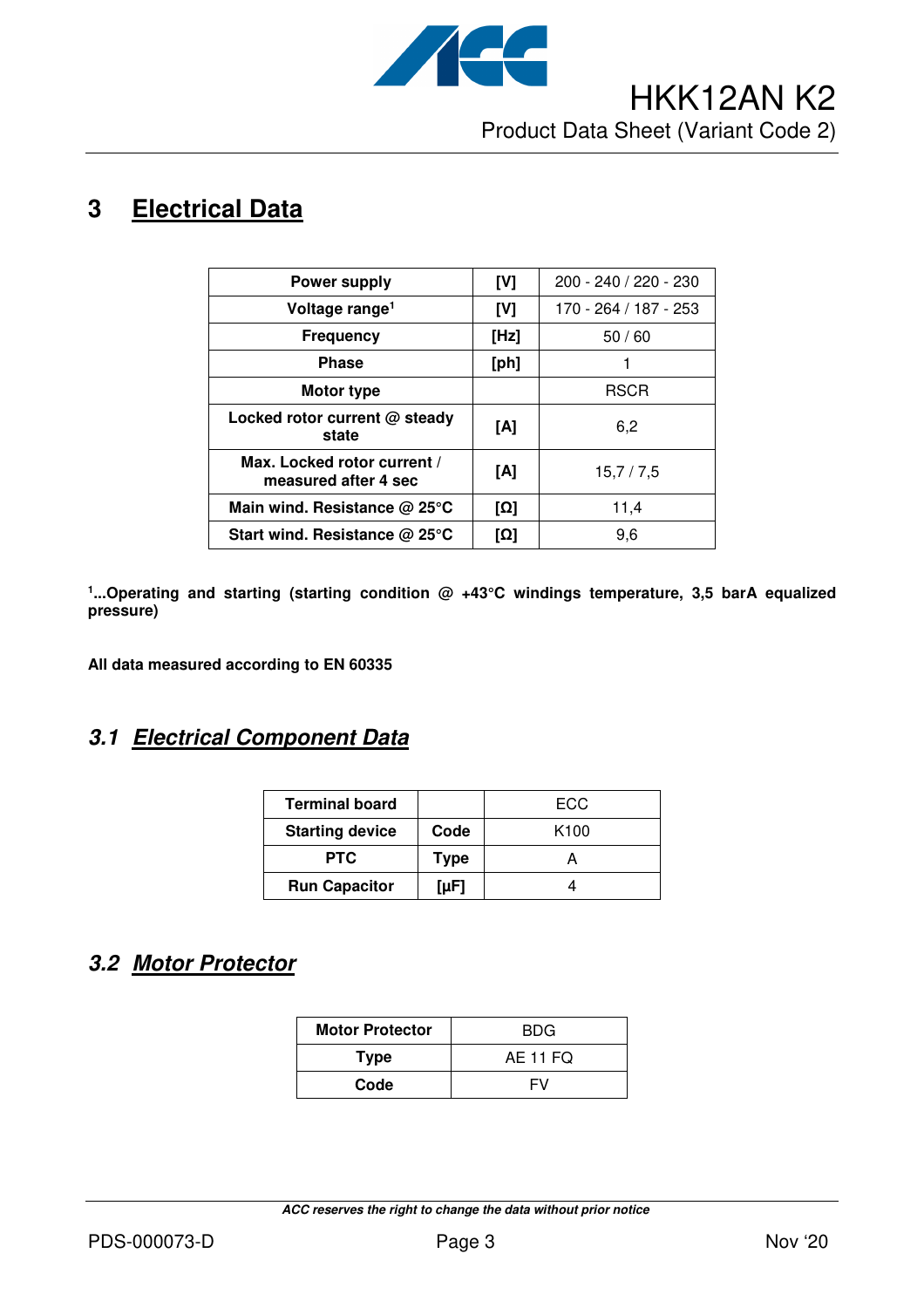# 3 Electrical Data

| Parameter | Unit | Value |
|---|---|---|
| Power supply | [V] | 200 - 240 / 220 - 230 |
| Voltage range[1] | [V] | 170 - 264 / 187 - 253 |
| Frequency | [Hz] | 50 / 60 |
| Phase | [ph] | 1 |
| Motor type | | RSCR |
| Locked rotor current @ steady state | [A] | 6,2 |
| Max. Locked rotor current / measured after 4 sec | [A] | 15,7 / 7,5 |
| Main wind. Resistance @ 25°C | [Ω] | 11,4 |
| Start wind. Resistance @ 25°C | [Ω] | 9,6 |

**[1]...Operating and starting (starting condition @ +43°C windings temperature, 3,5 barA equalized pressure)**

**All data measured according to EN 60335**

## *3.1 Electrical Component Data*

| Component | Unit | Value |
|---|---|---|
| Terminal board | | ECC |
| Starting device | Code | K100 |
| PTC | Type | A |
| Run Capacitor | [µF] | 4 |

## *3.2 Motor Protector*

| Parameter | Value |
|---|---|
| Motor Protector | BDG |
| Type | AE 11 FQ |
| Code | FV |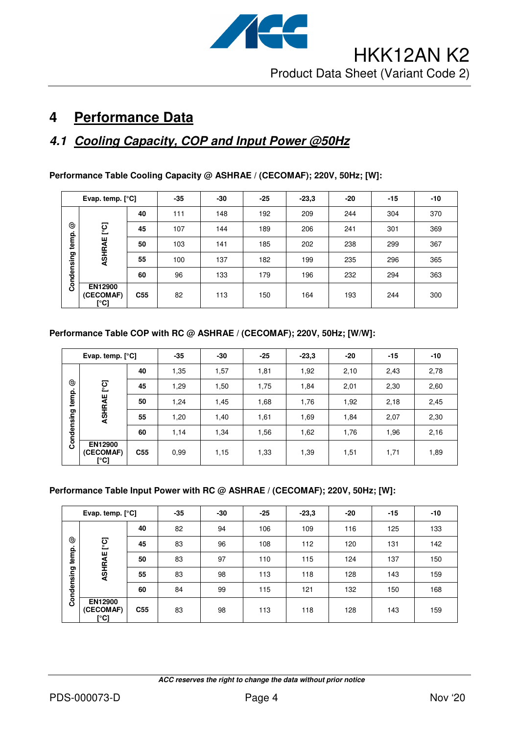# 4 Performance Data

## 4.1 Cooling Capacity, COP and Input Power @50Hz

**Performance Table Cooling Capacity @ ASHRAE / (CECOMAF); 220V, 50Hz; [W]:**

| Evap. temp. [°C] | | | -35 | -30 | -25 | -23,3 | -20 | -15 | -10 |
|---|---|---|---|---|---|---|---|---|---|
| Condensing temp. @ | ASHRAE [°C] | 40 | 111 | 148 | 192 | 209 | 244 | 304 | 370 |
| | | 45 | 107 | 144 | 189 | 206 | 241 | 301 | 369 |
| | | 50 | 103 | 141 | 185 | 202 | 238 | 299 | 367 |
| | | 55 | 100 | 137 | 182 | 199 | 235 | 296 | 365 |
| | | 60 | 96 | 133 | 179 | 196 | 232 | 294 | 363 |
| | EN12900 (CECOMAF) [°C] | C55 | 82 | 113 | 150 | 164 | 193 | 244 | 300 |

**Performance Table COP with RC @ ASHRAE / (CECOMAF); 220V, 50Hz; [W/W]:**

| Evap. temp. [°C] | | | -35 | -30 | -25 | -23,3 | -20 | -15 | -10 |
|---|---|---|---|---|---|---|---|---|---|
| Condensing temp. @ | ASHRAE [°C] | 40 | 1,35 | 1,57 | 1,81 | 1,92 | 2,10 | 2,43 | 2,78 |
| | | 45 | 1,29 | 1,50 | 1,75 | 1,84 | 2,01 | 2,30 | 2,60 |
| | | 50 | 1,24 | 1,45 | 1,68 | 1,76 | 1,92 | 2,18 | 2,45 |
| | | 55 | 1,20 | 1,40 | 1,61 | 1,69 | 1,84 | 2,07 | 2,30 |
| | | 60 | 1,14 | 1,34 | 1,56 | 1,62 | 1,76 | 1,96 | 2,16 |
| | EN12900 (CECOMAF) [°C] | C55 | 0,99 | 1,15 | 1,33 | 1,39 | 1,51 | 1,71 | 1,89 |

**Performance Table Input Power with RC @ ASHRAE / (CECOMAF); 220V, 50Hz; [W]:**

| Evap. temp. [°C] | | | -35 | -30 | -25 | -23,3 | -20 | -15 | -10 |
|---|---|---|---|---|---|---|---|---|---|
| Condensing temp. @ | ASHRAE [°C] | 40 | 82 | 94 | 106 | 109 | 116 | 125 | 133 |
| | | 45 | 83 | 96 | 108 | 112 | 120 | 131 | 142 |
| | | 50 | 83 | 97 | 110 | 115 | 124 | 137 | 150 |
| | | 55 | 83 | 98 | 113 | 118 | 128 | 143 | 159 |
| | | 60 | 84 | 99 | 115 | 121 | 132 | 150 | 168 |
| | EN12900 (CECOMAF) [°C] | C55 | 83 | 98 | 113 | 118 | 128 | 143 | 159 |

*ACC reserves the right to change the data without prior notice*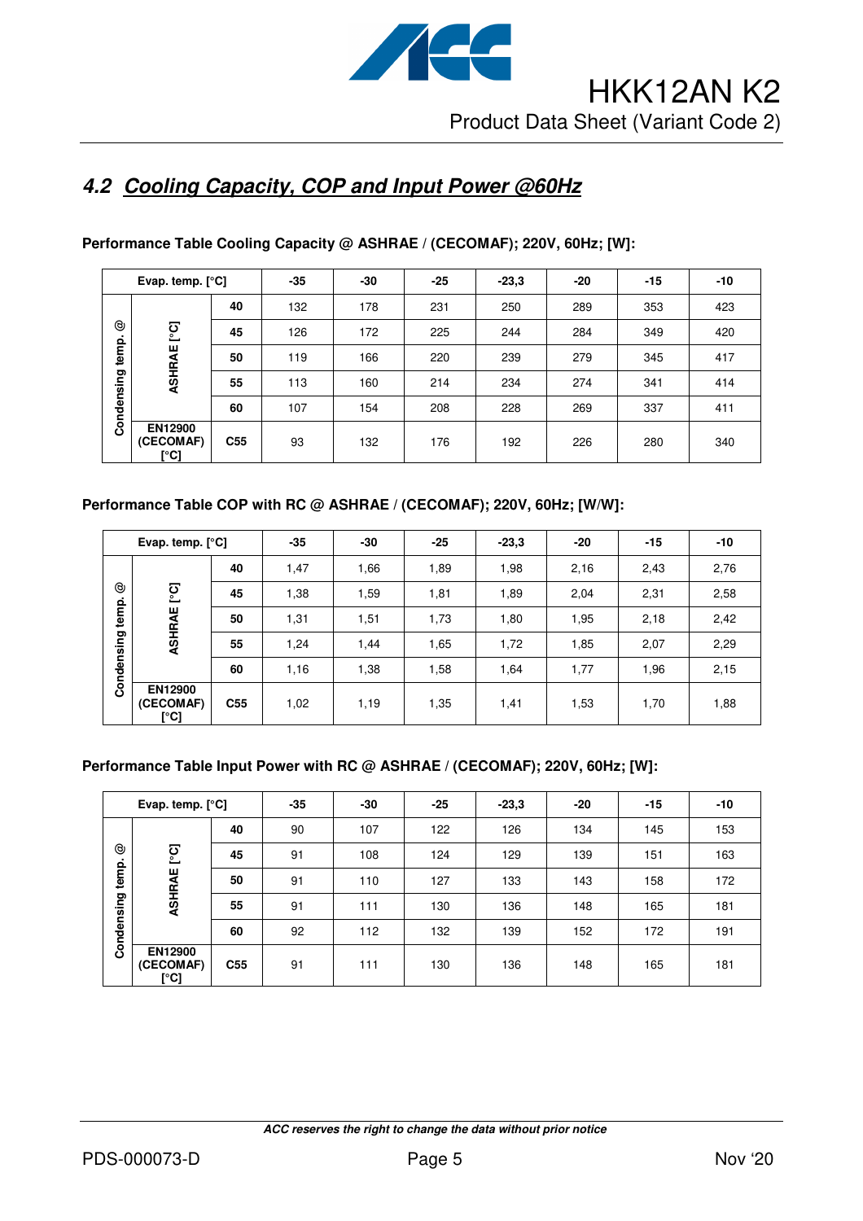## 4.2 Cooling Capacity, COP and Input Power @60Hz

**Performance Table Cooling Capacity @ ASHRAE / (CECOMAF); 220V, 60Hz; [W]:**

| Evap. temp. [°C] | | | -35 | -30 | -25 | -23,3 | -20 | -15 | -10 |
|---|---|---|---|---|---|---|---|---|---|
| Condensing temp. @ | ASHRAE [°C] | 40 | 132 | 178 | 231 | 250 | 289 | 353 | 423 |
| | | 45 | 126 | 172 | 225 | 244 | 284 | 349 | 420 |
| | | 50 | 119 | 166 | 220 | 239 | 279 | 345 | 417 |
| | | 55 | 113 | 160 | 214 | 234 | 274 | 341 | 414 |
| | | 60 | 107 | 154 | 208 | 228 | 269 | 337 | 411 |
| | EN12900 (CECOMAF) [°C] | C55 | 93 | 132 | 176 | 192 | 226 | 280 | 340 |

**Performance Table COP with RC @ ASHRAE / (CECOMAF); 220V, 60Hz; [W/W]:**

| Evap. temp. [°C] | | | -35 | -30 | -25 | -23,3 | -20 | -15 | -10 |
|---|---|---|---|---|---|---|---|---|---|
| Condensing temp. @ | ASHRAE [°C] | 40 | 1,47 | 1,66 | 1,89 | 1,98 | 2,16 | 2,43 | 2,76 |
| | | 45 | 1,38 | 1,59 | 1,81 | 1,89 | 2,04 | 2,31 | 2,58 |
| | | 50 | 1,31 | 1,51 | 1,73 | 1,80 | 1,95 | 2,18 | 2,42 |
| | | 55 | 1,24 | 1,44 | 1,65 | 1,72 | 1,85 | 2,07 | 2,29 |
| | | 60 | 1,16 | 1,38 | 1,58 | 1,64 | 1,77 | 1,96 | 2,15 |
| | EN12900 (CECOMAF) [°C] | C55 | 1,02 | 1,19 | 1,35 | 1,41 | 1,53 | 1,70 | 1,88 |

**Performance Table Input Power with RC @ ASHRAE / (CECOMAF); 220V, 60Hz; [W]:**

| Evap. temp. [°C] | | | -35 | -30 | -25 | -23,3 | -20 | -15 | -10 |
|---|---|---|---|---|---|---|---|---|---|
| Condensing temp. @ | ASHRAE [°C] | 40 | 90 | 107 | 122 | 126 | 134 | 145 | 153 |
| | | 45 | 91 | 108 | 124 | 129 | 139 | 151 | 163 |
| | | 50 | 91 | 110 | 127 | 133 | 143 | 158 | 172 |
| | | 55 | 91 | 111 | 130 | 136 | 148 | 165 | 181 |
| | | 60 | 92 | 112 | 132 | 139 | 152 | 172 | 191 |
| | EN12900 (CECOMAF) [°C] | C55 | 91 | 111 | 130 | 136 | 148 | 165 | 181 |

*ACC reserves the right to change the data without prior notice*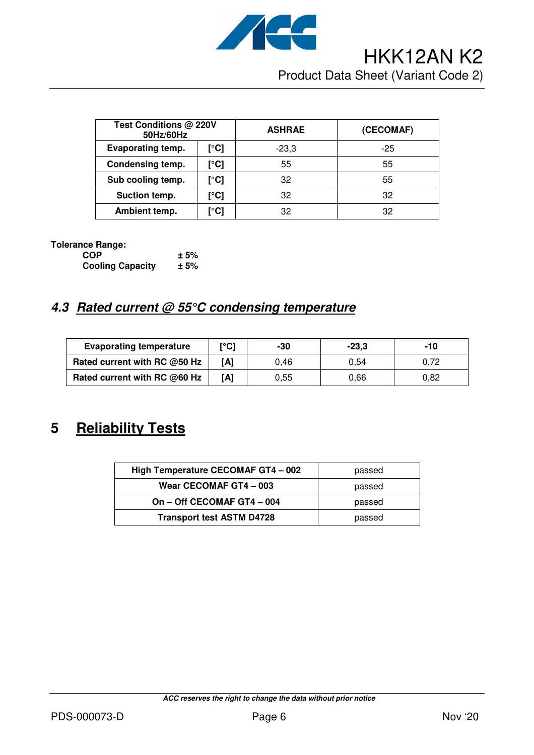| Test Conditions @ 220V 50Hz/60Hz | | ASHRAE | (CECOMAF) |
|---|---|---|---|
| Evaporating temp. | [°C] | -23,3 | -25 |
| Condensing temp. | [°C] | 55 | 55 |
| Sub cooling temp. | [°C] | 32 | 55 |
| Suction temp. | [°C] | 32 | 32 |
| Ambient temp. | [°C] | 32 | 32 |

**Tolerance Range:**

**COP** ± 5%
**Cooling Capacity** ± 5%

### *4.3 Rated current @ 55°C condensing temperature*

| Evaporating temperature | [°C] | -30 | -23,3 | -10 |
|---|---|---|---|---|
| Rated current with RC @50 Hz | [A] | 0,46 | 0,54 | 0,72 |
| Rated current with RC @60 Hz | [A] | 0,55 | 0,66 | 0,82 |

## 5 Reliability Tests

| High Temperature CECOMAF GT4 – 002 | passed |
|---|---|
| Wear CECOMAF GT4 – 003 | passed |
| On – Off CECOMAF GT4 – 004 | passed |
| Transport test ASTM D4728 | passed |

*ACC reserves the right to change the data without prior notice*